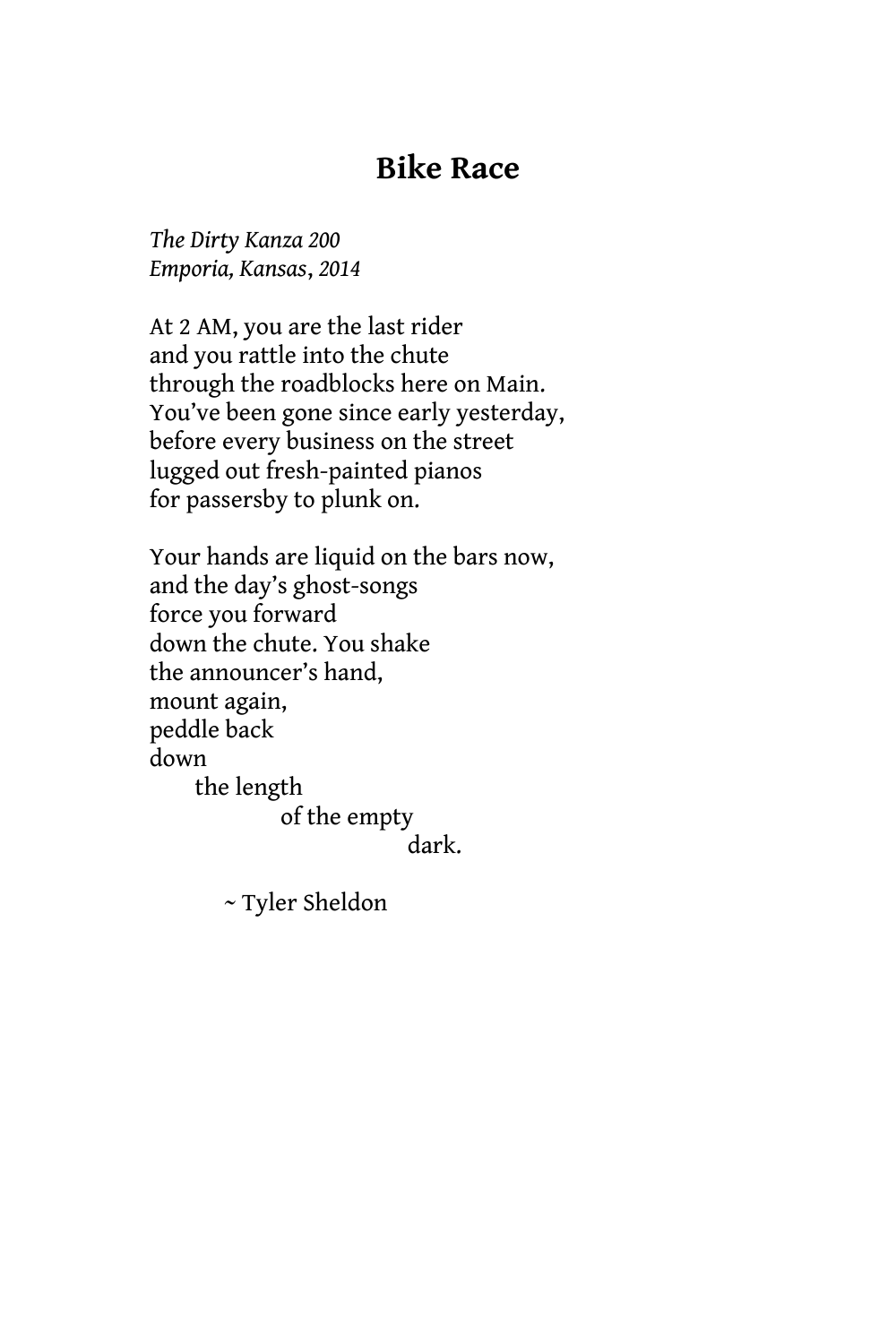# Bike Race

*The Dirty Kanza 200*
*Emporia, Kansas, 2014*

At 2 AM, you are the last rider
and you rattle into the chute
through the roadblocks here on Main.
You've been gone since early yesterday,
before every business on the street
lugged out fresh-painted pianos
for passersby to plunk on.

Your hands are liquid on the bars now,
and the day's ghost-songs
force you forward
down the chute. You shake
the announcer's hand,
mount again,
peddle back
down
&nbsp;&nbsp;&nbsp;&nbsp;&nbsp;&nbsp;the length
&nbsp;&nbsp;&nbsp;&nbsp;&nbsp;&nbsp;&nbsp;&nbsp;&nbsp;&nbsp;&nbsp;&nbsp;&nbsp;&nbsp;&nbsp;&nbsp;&nbsp;&nbsp;of the empty
&nbsp;&nbsp;&nbsp;&nbsp;&nbsp;&nbsp;&nbsp;&nbsp;&nbsp;&nbsp;&nbsp;&nbsp;&nbsp;&nbsp;&nbsp;&nbsp;&nbsp;&nbsp;&nbsp;&nbsp;&nbsp;&nbsp;&nbsp;&nbsp;&nbsp;&nbsp;&nbsp;&nbsp;&nbsp;&nbsp;&nbsp;&nbsp;&nbsp;&nbsp;&nbsp;&nbsp;dark.

~ Tyler Sheldon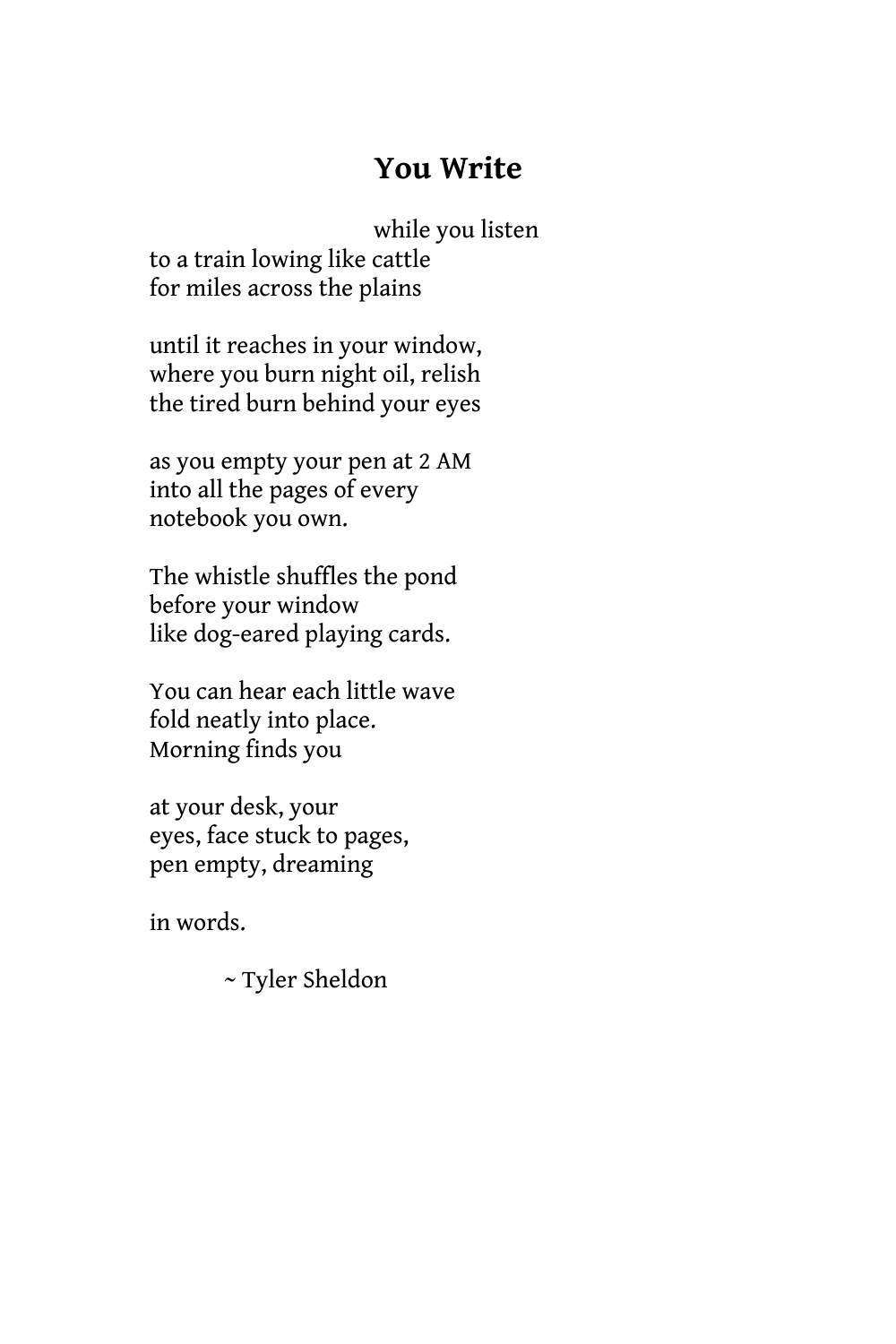# You Write

while you listen
to a train lowing like cattle
for miles across the plains

until it reaches in your window,
where you burn night oil, relish
the tired burn behind your eyes

as you empty your pen at 2 AM
into all the pages of every
notebook you own.

The whistle shuffles the pond
before your window
like dog-eared playing cards.

You can hear each little wave
fold neatly into place.
Morning finds you

at your desk, your
eyes, face stuck to pages,
pen empty, dreaming

in words.

~ Tyler Sheldon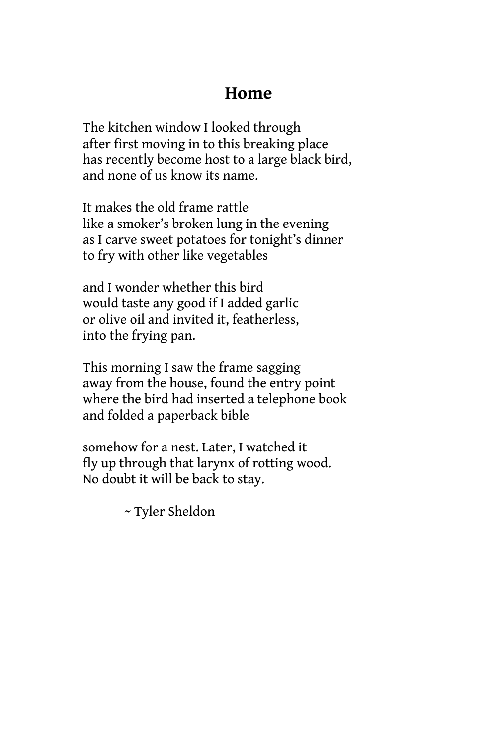# Home

The kitchen window I looked through  
after first moving in to this breaking place  
has recently become host to a large black bird,  
and none of us know its name.

It makes the old frame rattle  
like a smoker's broken lung in the evening  
as I carve sweet potatoes for tonight's dinner  
to fry with other like vegetables

and I wonder whether this bird  
would taste any good if I added garlic  
or olive oil and invited it, featherless,  
into the frying pan.

This morning I saw the frame sagging  
away from the house, found the entry point  
where the bird had inserted a telephone book  
and folded a paperback bible

somehow for a nest. Later, I watched it  
fly up through that larynx of rotting wood.  
No doubt it will be back to stay.

~ Tyler Sheldon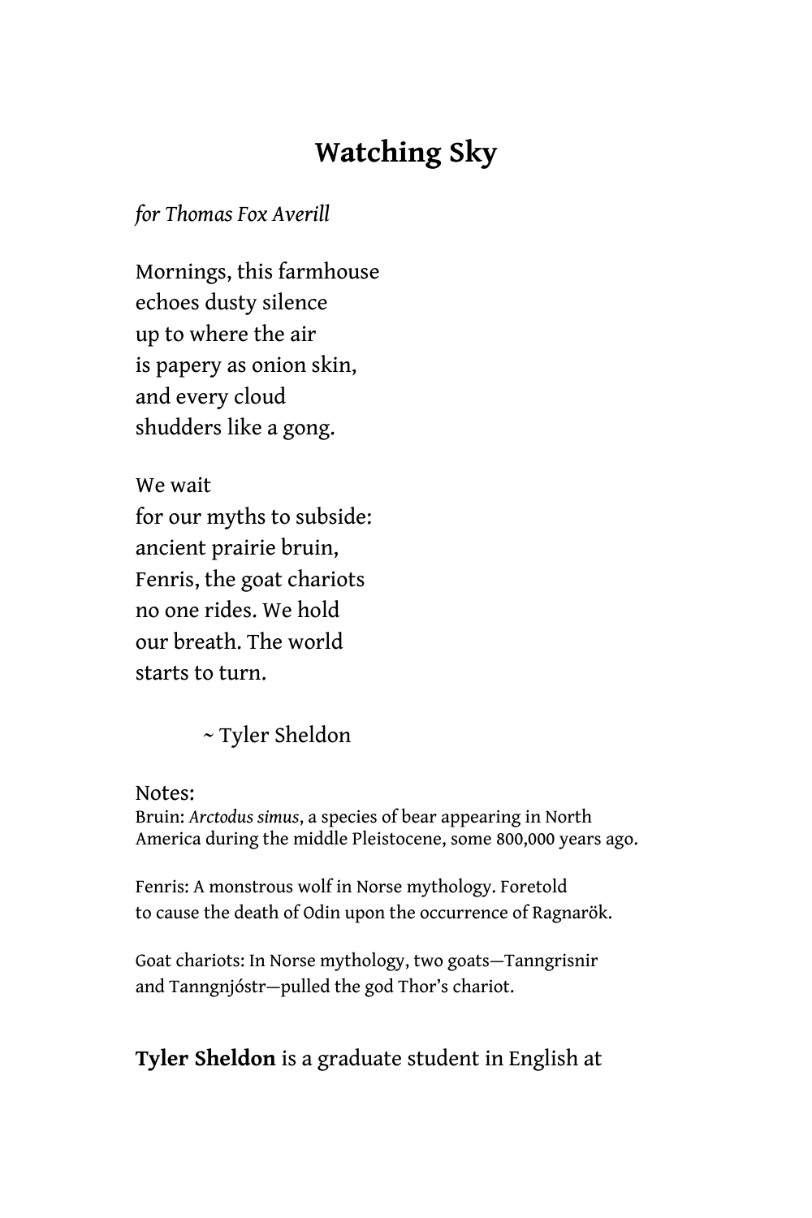# Watching Sky

*for Thomas Fox Averill*

Mornings, this farmhouse  
echoes dusty silence  
up to where the air  
is papery as onion skin,  
and every cloud  
shudders like a gong.

We wait  
for our myths to subside:  
ancient prairie bruin,  
Fenris, the goat chariots  
no one rides. We hold  
our breath. The world  
starts to turn.

~ Tyler Sheldon

Notes:

Bruin: *Arctodus simus*, a species of bear appearing in North America during the middle Pleistocene, some 800,000 years ago.

Fenris: A monstrous wolf in Norse mythology. Foretold to cause the death of Odin upon the occurrence of Ragnarök.

Goat chariots: In Norse mythology, two goats—Tanngrisnir and Tanngnjóstr—pulled the god Thor's chariot.

**Tyler Sheldon** is a graduate student in English at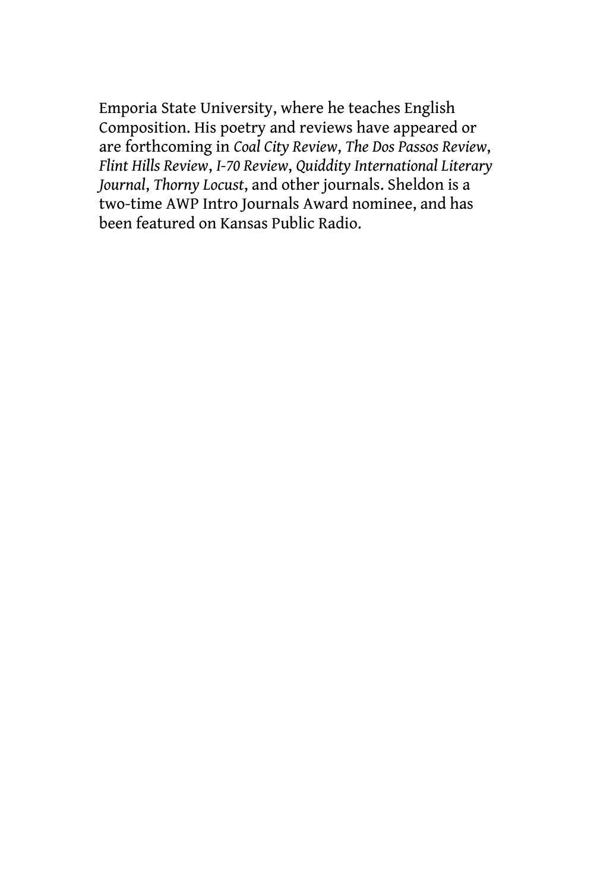Emporia State University, where he teaches English Composition. His poetry and reviews have appeared or are forthcoming in *Coal City Review*, *The Dos Passos Review*, *Flint Hills Review*, *I-70 Review*, *Quiddity International Literary Journal*, *Thorny Locust*, and other journals. Sheldon is a two-time AWP Intro Journals Award nominee, and has been featured on Kansas Public Radio.